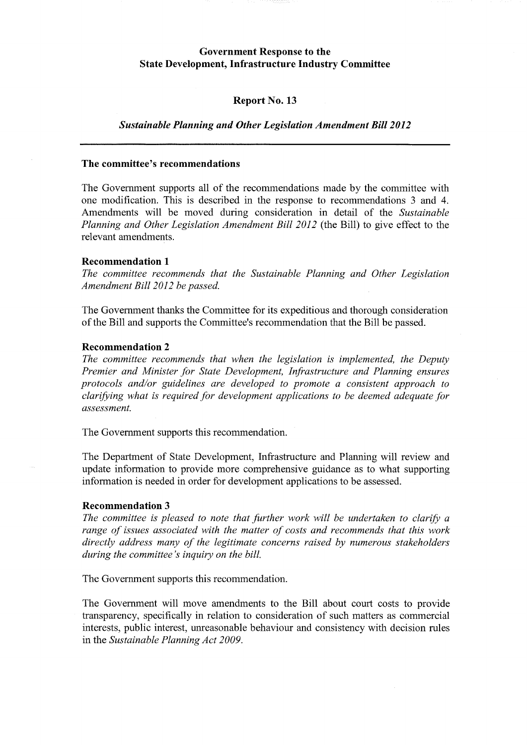# Government Response to the State Development, Infrastructure Industry Committee

## Report No. 13

### *Sustainable Planning and Other Legislation Amendment Bill 2012*

---

**The committee's recommendations**

The Government supports all of the recommendations made by the committee with one modification. This is described in the response to recommendations 3 and 4. Amendments will be moved during consideration in detail of the *Sustainable Planning and Other Legislation Amendment Bill 2012* (the Bill) to give effect to the relevant amendments.

**Recommendation 1**

*The committee recommends that the Sustainable Planning and Other Legislation Amendment Bill 2012 be passed.*

The Government thanks the Committee for its expeditious and thorough consideration of the Bill and supports the Committee's recommendation that the Bill be passed.

**Recommendation 2**

*The committee recommends that when the legislation is implemented, the Deputy Premier and Minister for State Development, Infrastructure and Planning ensures protocols and/or guidelines are developed to promote a consistent approach to clarifying what is required for development applications to be deemed adequate for assessment.*

The Government supports this recommendation.

The Department of State Development, Infrastructure and Planning will review and update information to provide more comprehensive guidance as to what supporting information is needed in order for development applications to be assessed.

**Recommendation 3**

*The committee is pleased to note that further work will be undertaken to clarify a range of issues associated with the matter of costs and recommends that this work directly address many of the legitimate concerns raised by numerous stakeholders during the committee's inquiry on the bill.*

The Government supports this recommendation.

The Government will move amendments to the Bill about court costs to provide transparency, specifically in relation to consideration of such matters as commercial interests, public interest, unreasonable behaviour and consistency with decision rules in the *Sustainable Planning Act 2009*.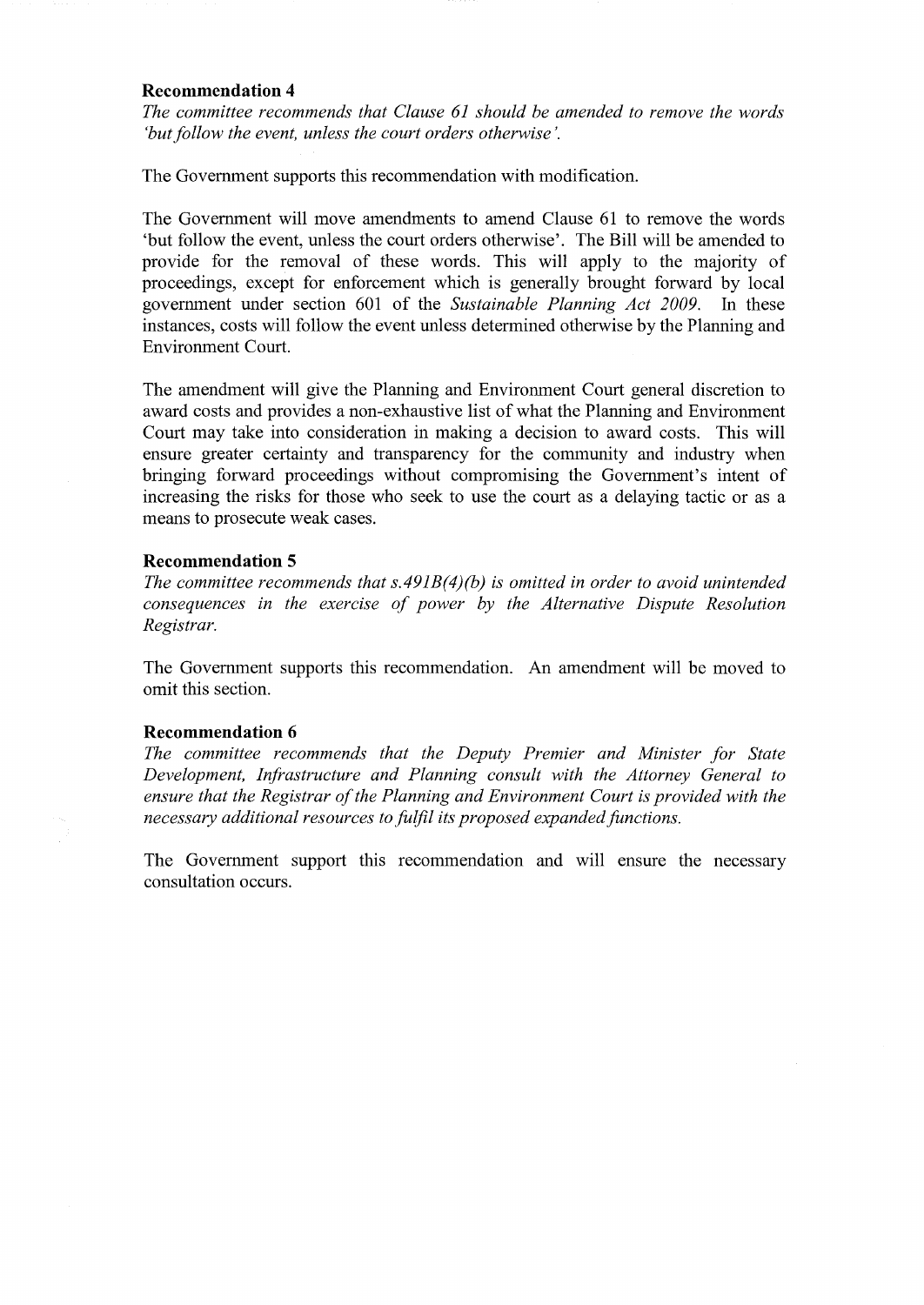**Recommendation 4**

*The committee recommends that Clause 61 should be amended to remove the words 'but follow the event, unless the court orders otherwise'.*

The Government supports this recommendation with modification.

The Government will move amendments to amend Clause 61 to remove the words 'but follow the event, unless the court orders otherwise'. The Bill will be amended to provide for the removal of these words. This will apply to the majority of proceedings, except for enforcement which is generally brought forward by local government under section 601 of the *Sustainable Planning Act 2009*. In these instances, costs will follow the event unless determined otherwise by the Planning and Environment Court.

The amendment will give the Planning and Environment Court general discretion to award costs and provides a non-exhaustive list of what the Planning and Environment Court may take into consideration in making a decision to award costs. This will ensure greater certainty and transparency for the community and industry when bringing forward proceedings without compromising the Government's intent of increasing the risks for those who seek to use the court as a delaying tactic or as a means to prosecute weak cases.

**Recommendation 5**

*The committee recommends that s.491B(4)(b) is omitted in order to avoid unintended consequences in the exercise of power by the Alternative Dispute Resolution Registrar.*

The Government supports this recommendation. An amendment will be moved to omit this section.

**Recommendation 6**

*The committee recommends that the Deputy Premier and Minister for State Development, Infrastructure and Planning consult with the Attorney General to ensure that the Registrar of the Planning and Environment Court is provided with the necessary additional resources to fulfil its proposed expanded functions.*

The Government support this recommendation and will ensure the necessary consultation occurs.